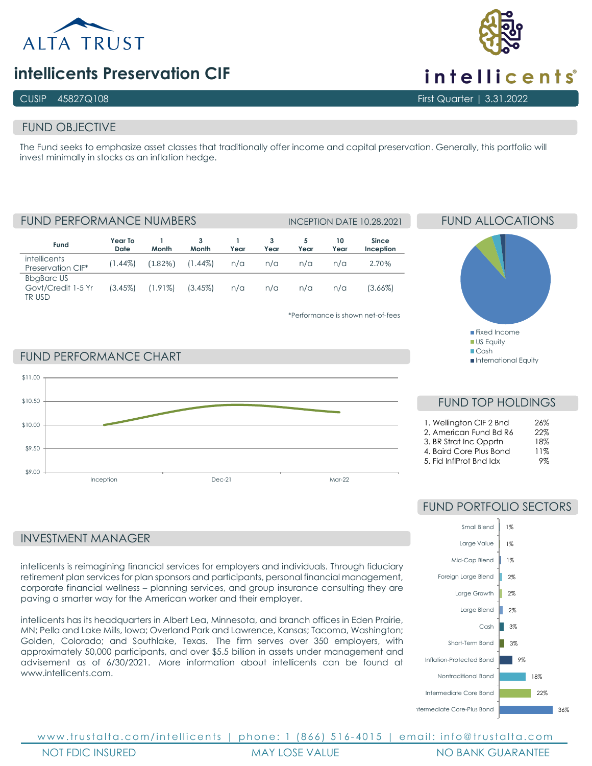ALTA TRUST

# intellicents Preservation CIF

intellicents

CUSIP 45827Q108 | First Quarter | 3.31.2022

## FUND OBJECTIVE

The Fund seeks to emphasize asset classes that traditionally offer income and capital preservation. Generally, this portfolio will invest minimally in stocks as an inflation hedge.

## FUND PERFORMANCE NUMBERS

INCEPTION DATE 10.28.2021

| Fund | Year To Date | 1 Month | 3 Month | 1 Year | 3 Year | 5 Year | 10 Year | Since Inception |
|---|---|---|---|---|---|---|---|---|
| intellicents Preservation CIF* | (1.44%) | (1.82%) | (1.44%) | n/a | n/a | n/a | n/a | 2.70% |
| BbgBarc US Govt/Credit 1-5 Yr TR USD | (3.45%) | (1.91%) | (3.45%) | n/a | n/a | n/a | n/a | (3.66%) |

*Performance is shown net-of-fees

## FUND PERFORMANCE CHART

$11.00, $10.50, $10.00, $9.50, $9.00

Inception, Dec-21, Mar-22

## FUND ALLOCATIONS

- Fixed Income
- US Equity
- Cash
- International Equity

## FUND TOP HOLDINGS

| Holding | % |
|---|---|
| 1. Wellington CIF 2 Bnd | 26% |
| 2. American Fund Bd R6 | 22% |
| 3. BR Strat Inc Opprtn | 18% |
| 4. Baird Core Plus Bond | 11% |
| 5. Fid InflProt Bnd Idx | 9% |

## FUND PORTFOLIO SECTORS

| Sector | % |
|---|---|
| Small Blend | 1% |
| Large Value | 1% |
| Mid-Cap Blend | 1% |
| Foreign Large Blend | 2% |
| Large Growth | 2% |
| Large Blend | 2% |
| Cash | 3% |
| Short-Term Bond | 3% |
| Inflation-Protected Bond | 9% |
| Nontraditional Bond | 18% |
| Intermediate Core Bond | 22% |
| Intermediate Core-Plus Bond | 36% |

## INVESTMENT MANAGER

intellicents is reimagining financial services for employers and individuals. Through fiduciary retirement plan services for plan sponsors and participants, personal financial management, corporate financial wellness – planning services, and group insurance consulting they are paving a smarter way for the American worker and their employer.

intellicents has its headquarters in Albert Lea, Minnesota, and branch offices in Eden Prairie, MN; Pella and Lake Mills, Iowa; Overland Park and Lawrence, Kansas; Tacoma, Washington; Golden, Colorado; and Southlake, Texas. The firm serves over 350 employers, with approximately 50,000 participants, and over $5.5 billion in assets under management and advisement as of 6/30/2021. More information about intellicents can be found at www.intellicents.com.

www.trustalta.com/intellicents | phone: 1 (866) 516-4015 | email: info@trustalta.com

NOT FDIC INSURED | MAY LOSE VALUE | NO BANK GUARANTEE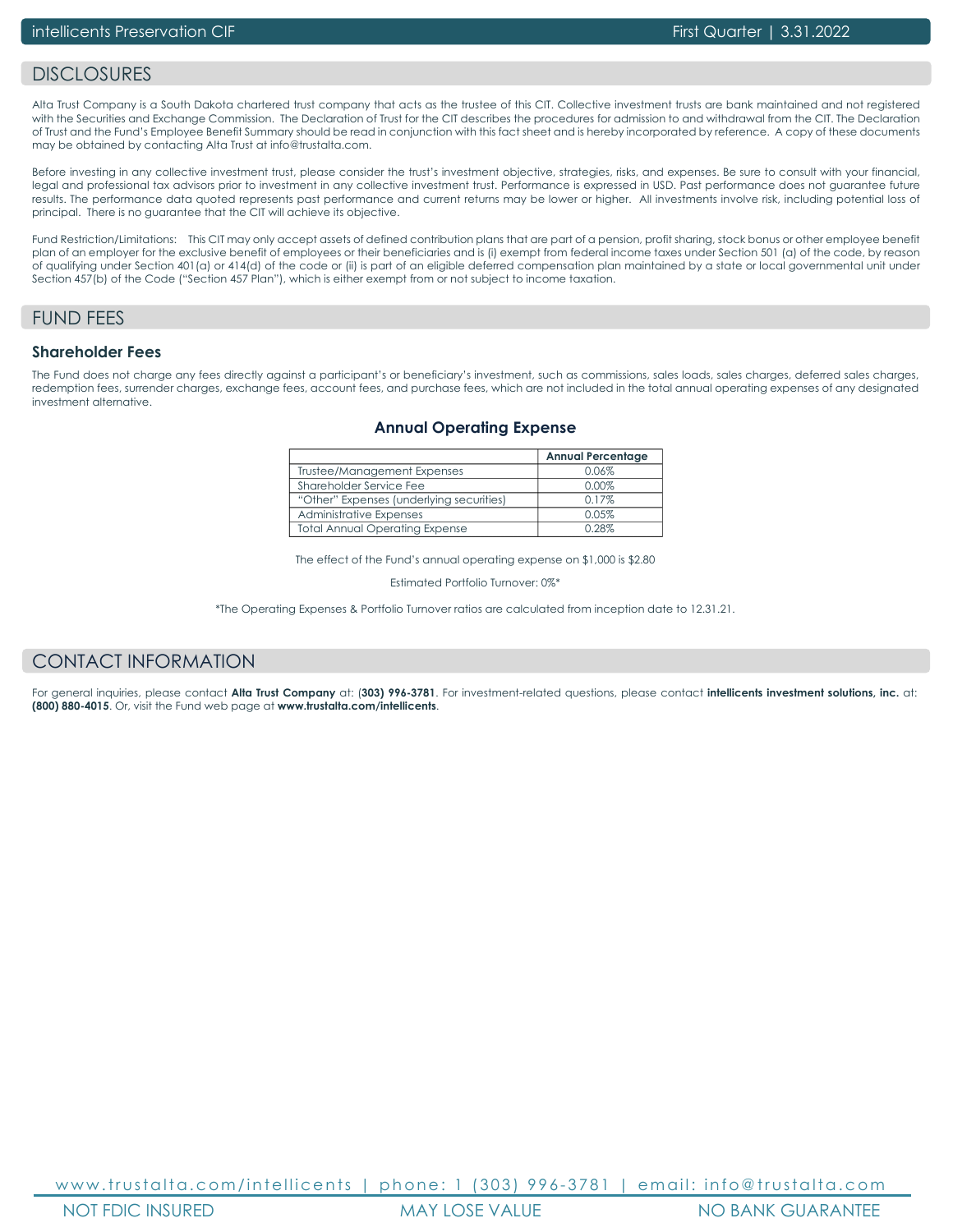## DISCLOSURES

Alta Trust Company is a South Dakota chartered trust company that acts as the trustee of this CIT. Collective investment trusts are bank maintained and not registered with the Securities and Exchange Commission. The Declaration of Trust for the CIT describes the procedures for admission to and withdrawal from the CIT. The Declaration of Trust and the Fund's Employee Benefit Summary should be read in conjunction with this fact sheet and is hereby incorporated by reference. A copy of these documents may be obtained by contacting Alta Trust at info@trustalta.com.

Before investing in any collective investment trust, please consider the trust's investment objective, strategies, risks, and expenses. Be sure to consult with your financial, legal and professional tax advisors prior to investment in any collective investment trust. Performance is expressed in USD. Past performance does not guarantee future results. The performance data quoted represents past performance and current returns may be lower or higher. All investments involve risk, including potential loss of principal. There is no guarantee that the CIT will achieve its objective.

Fund Restriction/Limitations: This CIT may only accept assets of defined contribution plans that are part of a pension, profit sharing, stock bonus or other employee benefit plan of an employer for the exclusive benefit of employees or their beneficiaries and is (i) exempt from federal income taxes under Section 501 (a) of the code, by reason of qualifying under Section 401(a) or 414(d) of the code or (ii) is part of an eligible deferred compensation plan maintained by a state or local governmental unit under Section 457(b) of the Code ("Section 457 Plan"), which is either exempt from or not subject to income taxation.

## FUND FEES

### Shareholder Fees

The Fund does not charge any fees directly against a participant's or beneficiary's investment, such as commissions, sales loads, sales charges, deferred sales charges, redemption fees, surrender charges, exchange fees, account fees, and purchase fees, which are not included in the total annual operating expenses of any designated investment alternative.

### Annual Operating Expense

| | Annual Percentage |
|---|---|
| Trustee/Management Expenses | 0.06% |
| Shareholder Service Fee | 0.00% |
| "Other" Expenses (underlying securities) | 0.17% |
| Administrative Expenses | 0.05% |
| Total Annual Operating Expense | 0.28% |

The effect of the Fund's annual operating expense on $1,000 is $2.80

Estimated Portfolio Turnover: 0%*

*The Operating Expenses & Portfolio Turnover ratios are calculated from inception date to 12.31.21.

## CONTACT INFORMATION

For general inquiries, please contact **Alta Trust Company** at: (**303) 996-3781**. For investment-related questions, please contact **intellicents investment solutions, inc.** at: **(800) 880-4015**. Or, visit the Fund web page at **www.trustalta.com/intellicents**.

www.trustalta.com/intellicents | phone: 1 (303) 996-3781 | email: info@trustalta.com

NOT FDIC INSURED | MAY LOSE VALUE | NO BANK GUARANTEE